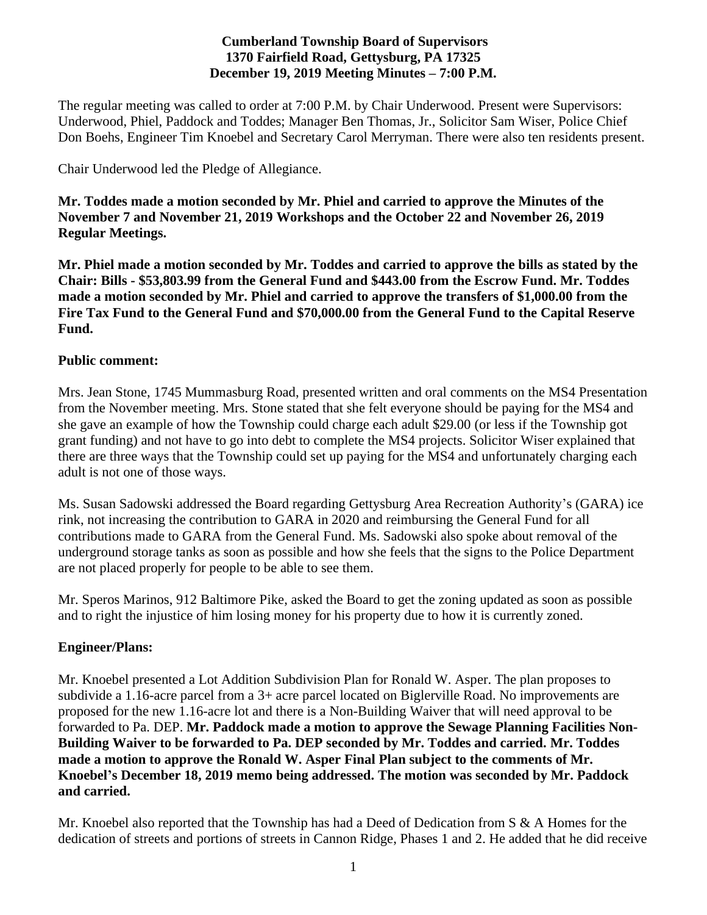**Cumberland Township Board of Supervisors**
**1370 Fairfield Road, Gettysburg, PA 17325**
**December 19, 2019 Meeting Minutes – 7:00 P.M.**

The regular meeting was called to order at 7:00 P.M. by Chair Underwood. Present were Supervisors: Underwood, Phiel, Paddock and Toddes; Manager Ben Thomas, Jr., Solicitor Sam Wiser, Police Chief Don Boehs, Engineer Tim Knoebel and Secretary Carol Merryman. There were also ten residents present.

Chair Underwood led the Pledge of Allegiance.

**Mr. Toddes made a motion seconded by Mr. Phiel and carried to approve the Minutes of the November 7 and November 21, 2019 Workshops and the October 22 and November 26, 2019 Regular Meetings.**

**Mr. Phiel made a motion seconded by Mr. Toddes and carried to approve the bills as stated by the Chair: Bills - $53,803.99 from the General Fund and $443.00 from the Escrow Fund. Mr. Toddes made a motion seconded by Mr. Phiel and carried to approve the transfers of $1,000.00 from the Fire Tax Fund to the General Fund and $70,000.00 from the General Fund to the Capital Reserve Fund.**

**Public comment:**

Mrs. Jean Stone, 1745 Mummasburg Road, presented written and oral comments on the MS4 Presentation from the November meeting. Mrs. Stone stated that she felt everyone should be paying for the MS4 and she gave an example of how the Township could charge each adult $29.00 (or less if the Township got grant funding) and not have to go into debt to complete the MS4 projects. Solicitor Wiser explained that there are three ways that the Township could set up paying for the MS4 and unfortunately charging each adult is not one of those ways.

Ms. Susan Sadowski addressed the Board regarding Gettysburg Area Recreation Authority's (GARA) ice rink, not increasing the contribution to GARA in 2020 and reimbursing the General Fund for all contributions made to GARA from the General Fund. Ms. Sadowski also spoke about removal of the underground storage tanks as soon as possible and how she feels that the signs to the Police Department are not placed properly for people to be able to see them.

Mr. Speros Marinos, 912 Baltimore Pike, asked the Board to get the zoning updated as soon as possible and to right the injustice of him losing money for his property due to how it is currently zoned.

**Engineer/Plans:**

Mr. Knoebel presented a Lot Addition Subdivision Plan for Ronald W. Asper. The plan proposes to subdivide a 1.16-acre parcel from a 3+ acre parcel located on Biglerville Road. No improvements are proposed for the new 1.16-acre lot and there is a Non-Building Waiver that will need approval to be forwarded to Pa. DEP. **Mr. Paddock made a motion to approve the Sewage Planning Facilities Non-Building Waiver to be forwarded to Pa. DEP seconded by Mr. Toddes and carried. Mr. Toddes made a motion to approve the Ronald W. Asper Final Plan subject to the comments of Mr. Knoebel's December 18, 2019 memo being addressed. The motion was seconded by Mr. Paddock and carried.**

Mr. Knoebel also reported that the Township has had a Deed of Dedication from S & A Homes for the dedication of streets and portions of streets in Cannon Ridge, Phases 1 and 2. He added that he did receive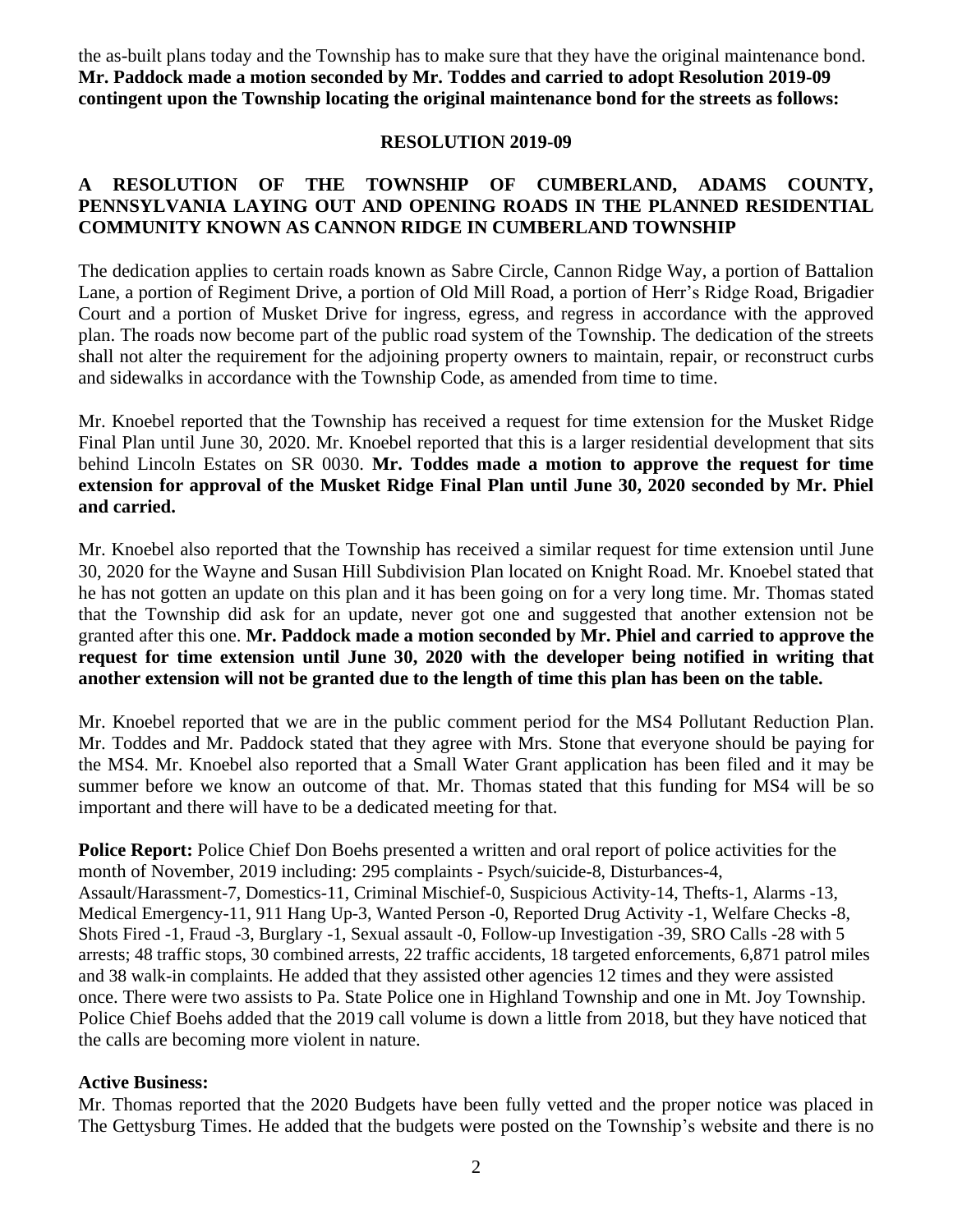the as-built plans today and the Township has to make sure that they have the original maintenance bond. **Mr. Paddock made a motion seconded by Mr. Toddes and carried to adopt Resolution 2019-09 contingent upon the Township locating the original maintenance bond for the streets as follows:**

**RESOLUTION 2019-09**

**A RESOLUTION OF THE TOWNSHIP OF CUMBERLAND, ADAMS COUNTY, PENNSYLVANIA LAYING OUT AND OPENING ROADS IN THE PLANNED RESIDENTIAL COMMUNITY KNOWN AS CANNON RIDGE IN CUMBERLAND TOWNSHIP**

The dedication applies to certain roads known as Sabre Circle, Cannon Ridge Way, a portion of Battalion Lane, a portion of Regiment Drive, a portion of Old Mill Road, a portion of Herr's Ridge Road, Brigadier Court and a portion of Musket Drive for ingress, egress, and regress in accordance with the approved plan. The roads now become part of the public road system of the Township. The dedication of the streets shall not alter the requirement for the adjoining property owners to maintain, repair, or reconstruct curbs and sidewalks in accordance with the Township Code, as amended from time to time.

Mr. Knoebel reported that the Township has received a request for time extension for the Musket Ridge Final Plan until June 30, 2020. Mr. Knoebel reported that this is a larger residential development that sits behind Lincoln Estates on SR 0030. **Mr. Toddes made a motion to approve the request for time extension for approval of the Musket Ridge Final Plan until June 30, 2020 seconded by Mr. Phiel and carried.**

Mr. Knoebel also reported that the Township has received a similar request for time extension until June 30, 2020 for the Wayne and Susan Hill Subdivision Plan located on Knight Road. Mr. Knoebel stated that he has not gotten an update on this plan and it has been going on for a very long time. Mr. Thomas stated that the Township did ask for an update, never got one and suggested that another extension not be granted after this one. **Mr. Paddock made a motion seconded by Mr. Phiel and carried to approve the request for time extension until June 30, 2020 with the developer being notified in writing that another extension will not be granted due to the length of time this plan has been on the table.**

Mr. Knoebel reported that we are in the public comment period for the MS4 Pollutant Reduction Plan. Mr. Toddes and Mr. Paddock stated that they agree with Mrs. Stone that everyone should be paying for the MS4. Mr. Knoebel also reported that a Small Water Grant application has been filed and it may be summer before we know an outcome of that. Mr. Thomas stated that this funding for MS4 will be so important and there will have to be a dedicated meeting for that.

**Police Report:** Police Chief Don Boehs presented a written and oral report of police activities for the month of November, 2019 including: 295 complaints - Psych/suicide-8, Disturbances-4, Assault/Harassment-7, Domestics-11, Criminal Mischief-0, Suspicious Activity-14, Thefts-1, Alarms -13, Medical Emergency-11, 911 Hang Up-3, Wanted Person -0, Reported Drug Activity -1, Welfare Checks -8, Shots Fired -1, Fraud -3, Burglary -1, Sexual assault -0, Follow-up Investigation -39, SRO Calls -28 with 5 arrests; 48 traffic stops, 30 combined arrests, 22 traffic accidents, 18 targeted enforcements, 6,871 patrol miles and 38 walk-in complaints. He added that they assisted other agencies 12 times and they were assisted once. There were two assists to Pa. State Police one in Highland Township and one in Mt. Joy Township. Police Chief Boehs added that the 2019 call volume is down a little from 2018, but they have noticed that the calls are becoming more violent in nature.

**Active Business:**

Mr. Thomas reported that the 2020 Budgets have been fully vetted and the proper notice was placed in The Gettysburg Times. He added that the budgets were posted on the Township's website and there is no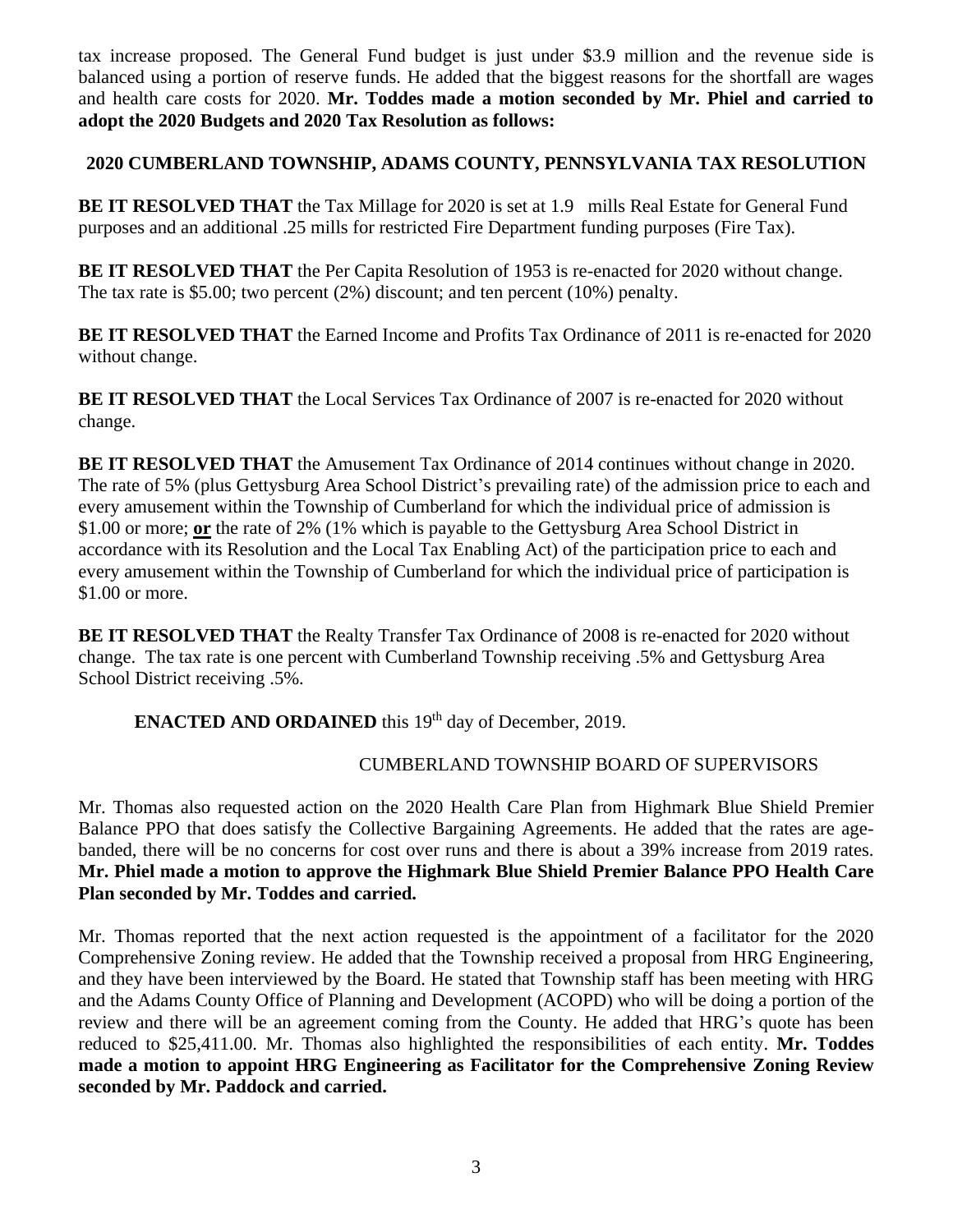tax increase proposed. The General Fund budget is just under \$3.9 million and the revenue side is balanced using a portion of reserve funds. He added that the biggest reasons for the shortfall are wages and health care costs for 2020. **Mr. Toddes made a motion seconded by Mr. Phiel and carried to adopt the 2020 Budgets and 2020 Tax Resolution as follows:**

**2020 CUMBERLAND TOWNSHIP, ADAMS COUNTY, PENNSYLVANIA TAX RESOLUTION**

**BE IT RESOLVED THAT** the Tax Millage for 2020 is set at 1.9 mills Real Estate for General Fund purposes and an additional .25 mills for restricted Fire Department funding purposes (Fire Tax).

**BE IT RESOLVED THAT** the Per Capita Resolution of 1953 is re-enacted for 2020 without change. The tax rate is \$5.00; two percent (2%) discount; and ten percent (10%) penalty.

**BE IT RESOLVED THAT** the Earned Income and Profits Tax Ordinance of 2011 is re-enacted for 2020 without change.

**BE IT RESOLVED THAT** the Local Services Tax Ordinance of 2007 is re-enacted for 2020 without change.

**BE IT RESOLVED THAT** the Amusement Tax Ordinance of 2014 continues without change in 2020. The rate of 5% (plus Gettysburg Area School District's prevailing rate) of the admission price to each and every amusement within the Township of Cumberland for which the individual price of admission is \$1.00 or more; **<u>or</u>** the rate of 2% (1% which is payable to the Gettysburg Area School District in accordance with its Resolution and the Local Tax Enabling Act) of the participation price to each and every amusement within the Township of Cumberland for which the individual price of participation is \$1.00 or more.

**BE IT RESOLVED THAT** the Realty Transfer Tax Ordinance of 2008 is re-enacted for 2020 without change. The tax rate is one percent with Cumberland Township receiving .5% and Gettysburg Area School District receiving .5%.

**ENACTED AND ORDAINED** this 19th day of December, 2019.

CUMBERLAND TOWNSHIP BOARD OF SUPERVISORS

Mr. Thomas also requested action on the 2020 Health Care Plan from Highmark Blue Shield Premier Balance PPO that does satisfy the Collective Bargaining Agreements. He added that the rates are age-banded, there will be no concerns for cost over runs and there is about a 39% increase from 2019 rates. **Mr. Phiel made a motion to approve the Highmark Blue Shield Premier Balance PPO Health Care Plan seconded by Mr. Toddes and carried.**

Mr. Thomas reported that the next action requested is the appointment of a facilitator for the 2020 Comprehensive Zoning review. He added that the Township received a proposal from HRG Engineering, and they have been interviewed by the Board. He stated that Township staff has been meeting with HRG and the Adams County Office of Planning and Development (ACOPD) who will be doing a portion of the review and there will be an agreement coming from the County. He added that HRG's quote has been reduced to \$25,411.00. Mr. Thomas also highlighted the responsibilities of each entity. **Mr. Toddes made a motion to appoint HRG Engineering as Facilitator for the Comprehensive Zoning Review seconded by Mr. Paddock and carried.**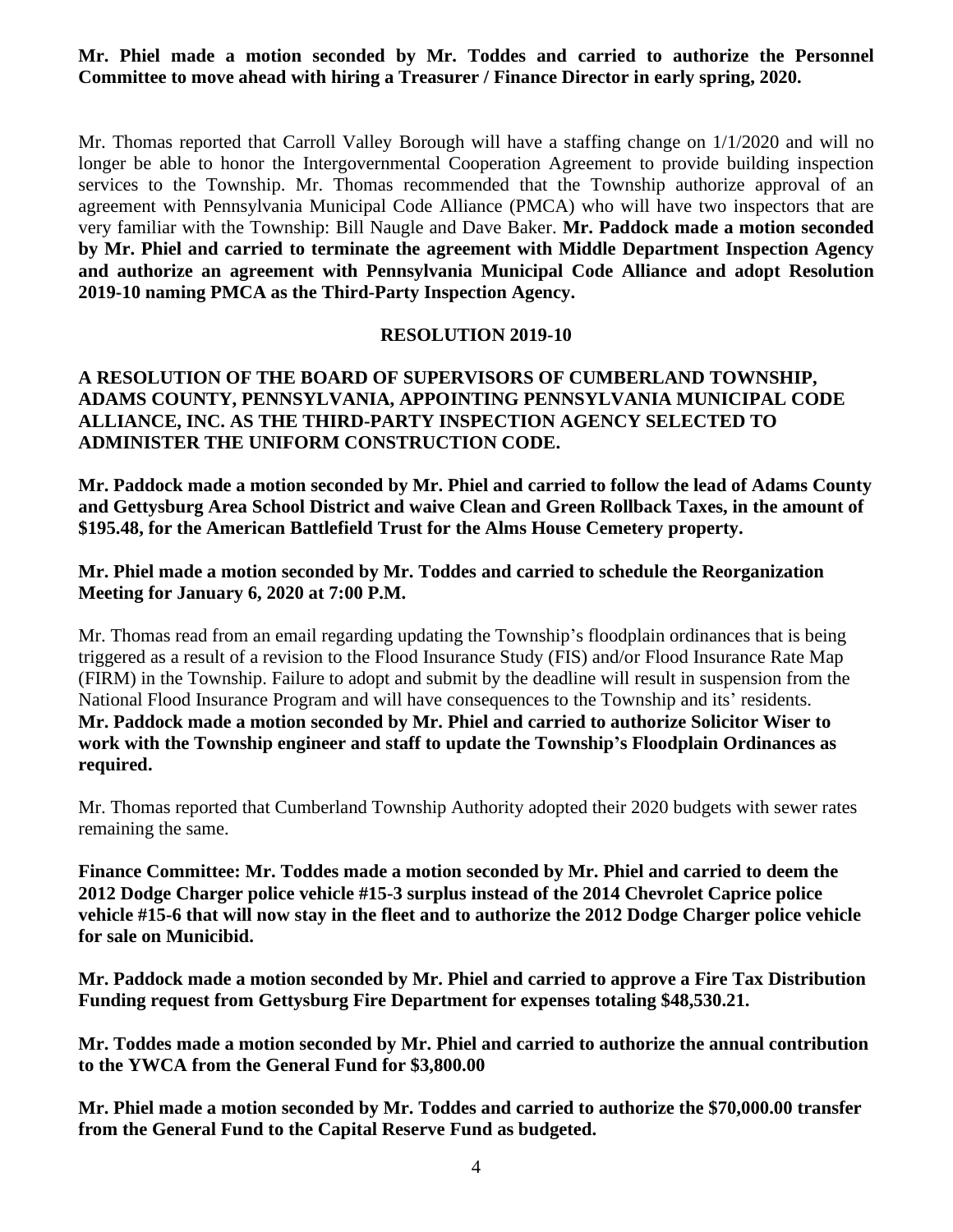**Mr. Phiel made a motion seconded by Mr. Toddes and carried to authorize the Personnel Committee to move ahead with hiring a Treasurer / Finance Director in early spring, 2020.**

Mr. Thomas reported that Carroll Valley Borough will have a staffing change on 1/1/2020 and will no longer be able to honor the Intergovernmental Cooperation Agreement to provide building inspection services to the Township. Mr. Thomas recommended that the Township authorize approval of an agreement with Pennsylvania Municipal Code Alliance (PMCA) who will have two inspectors that are very familiar with the Township: Bill Naugle and Dave Baker. **Mr. Paddock made a motion seconded by Mr. Phiel and carried to terminate the agreement with Middle Department Inspection Agency and authorize an agreement with Pennsylvania Municipal Code Alliance and adopt Resolution 2019-10 naming PMCA as the Third-Party Inspection Agency.**

**RESOLUTION 2019-10**

**A RESOLUTION OF THE BOARD OF SUPERVISORS OF CUMBERLAND TOWNSHIP, ADAMS COUNTY, PENNSYLVANIA, APPOINTING PENNSYLVANIA MUNICIPAL CODE ALLIANCE, INC. AS THE THIRD-PARTY INSPECTION AGENCY SELECTED TO ADMINISTER THE UNIFORM CONSTRUCTION CODE.**

**Mr. Paddock made a motion seconded by Mr. Phiel and carried to follow the lead of Adams County and Gettysburg Area School District and waive Clean and Green Rollback Taxes, in the amount of $195.48, for the American Battlefield Trust for the Alms House Cemetery property.**

**Mr. Phiel made a motion seconded by Mr. Toddes and carried to schedule the Reorganization Meeting for January 6, 2020 at 7:00 P.M.**

Mr. Thomas read from an email regarding updating the Township's floodplain ordinances that is being triggered as a result of a revision to the Flood Insurance Study (FIS) and/or Flood Insurance Rate Map (FIRM) in the Township. Failure to adopt and submit by the deadline will result in suspension from the National Flood Insurance Program and will have consequences to the Township and its' residents. **Mr. Paddock made a motion seconded by Mr. Phiel and carried to authorize Solicitor Wiser to work with the Township engineer and staff to update the Township's Floodplain Ordinances as required.**

Mr. Thomas reported that Cumberland Township Authority adopted their 2020 budgets with sewer rates remaining the same.

**Finance Committee: Mr. Toddes made a motion seconded by Mr. Phiel and carried to deem the 2012 Dodge Charger police vehicle #15-3 surplus instead of the 2014 Chevrolet Caprice police vehicle #15-6 that will now stay in the fleet and to authorize the 2012 Dodge Charger police vehicle for sale on Municibid.**

**Mr. Paddock made a motion seconded by Mr. Phiel and carried to approve a Fire Tax Distribution Funding request from Gettysburg Fire Department for expenses totaling $48,530.21.**

**Mr. Toddes made a motion seconded by Mr. Phiel and carried to authorize the annual contribution to the YWCA from the General Fund for $3,800.00**

**Mr. Phiel made a motion seconded by Mr. Toddes and carried to authorize the $70,000.00 transfer from the General Fund to the Capital Reserve Fund as budgeted.**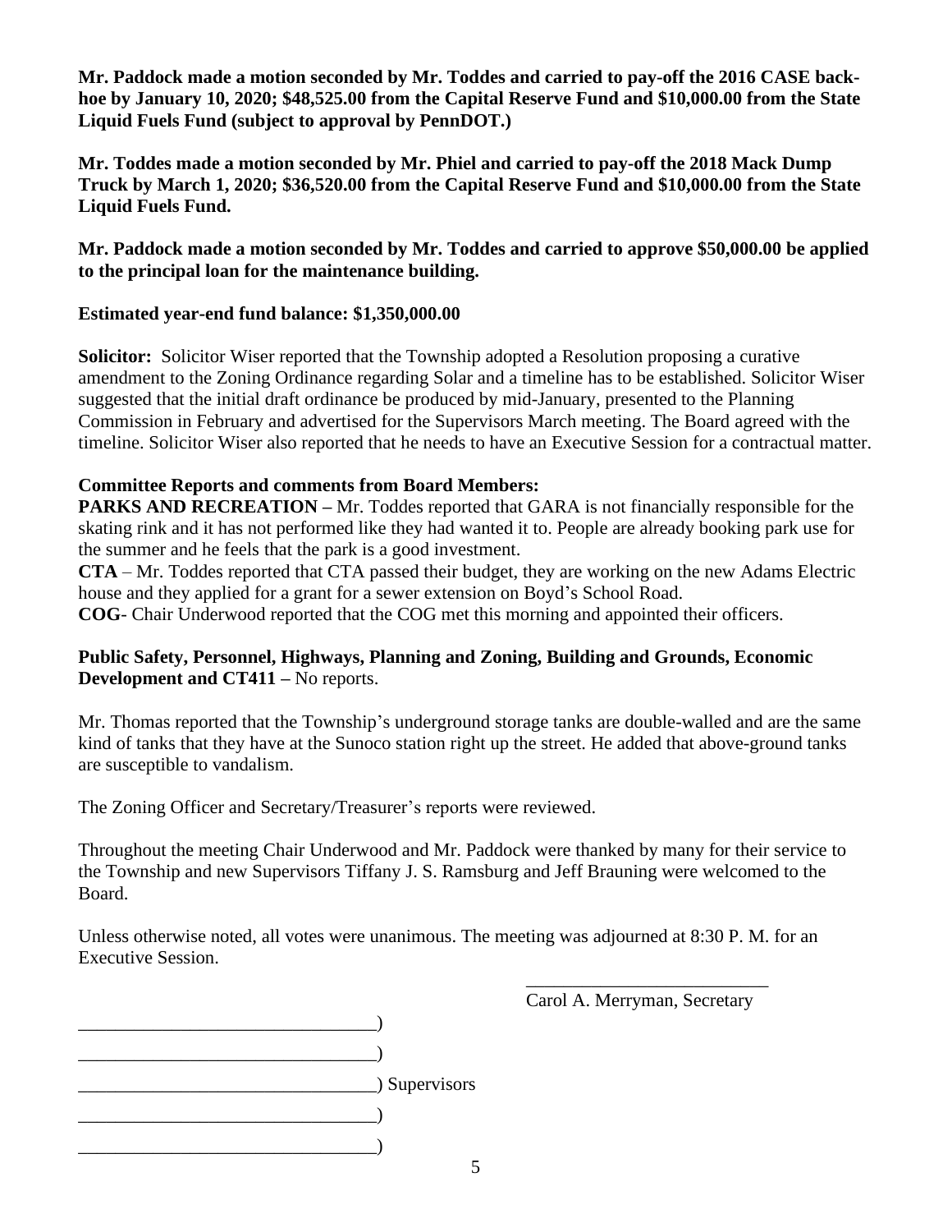**Mr. Paddock made a motion seconded by Mr. Toddes and carried to pay-off the 2016 CASE back-hoe by January 10, 2020; $48,525.00 from the Capital Reserve Fund and $10,000.00 from the State Liquid Fuels Fund (subject to approval by PennDOT.)**

**Mr. Toddes made a motion seconded by Mr. Phiel and carried to pay-off the 2018 Mack Dump Truck by March 1, 2020; $36,520.00 from the Capital Reserve Fund and $10,000.00 from the State Liquid Fuels Fund.**

**Mr. Paddock made a motion seconded by Mr. Toddes and carried to approve $50,000.00 be applied to the principal loan for the maintenance building.**

**Estimated year-end fund balance: $1,350,000.00**

**Solicitor:** Solicitor Wiser reported that the Township adopted a Resolution proposing a curative amendment to the Zoning Ordinance regarding Solar and a timeline has to be established. Solicitor Wiser suggested that the initial draft ordinance be produced by mid-January, presented to the Planning Commission in February and advertised for the Supervisors March meeting. The Board agreed with the timeline. Solicitor Wiser also reported that he needs to have an Executive Session for a contractual matter.

**Committee Reports and comments from Board Members:**

**PARKS AND RECREATION –** Mr. Toddes reported that GARA is not financially responsible for the skating rink and it has not performed like they had wanted it to. People are already booking park use for the summer and he feels that the park is a good investment.

**CTA** – Mr. Toddes reported that CTA passed their budget, they are working on the new Adams Electric house and they applied for a grant for a sewer extension on Boyd's School Road.

**COG**- Chair Underwood reported that the COG met this morning and appointed their officers.

**Public Safety, Personnel, Highways, Planning and Zoning, Building and Grounds, Economic Development and CT411 –** No reports.

Mr. Thomas reported that the Township's underground storage tanks are double-walled and are the same kind of tanks that they have at the Sunoco station right up the street. He added that above-ground tanks are susceptible to vandalism.

The Zoning Officer and Secretary/Treasurer's reports were reviewed.

Throughout the meeting Chair Underwood and Mr. Paddock were thanked by many for their service to the Township and new Supervisors Tiffany J. S. Ramsburg and Jeff Brauning were welcomed to the Board.

Unless otherwise noted, all votes were unanimous. The meeting was adjourned at 8:30 P. M. for an Executive Session.

\_\_\_\_\_\_\_\_\_\_\_\_\_\_\_\_\_\_\_\_\_\_\_\_\_\_
Carol A. Merryman, Secretary

\_\_\_\_\_\_\_\_\_\_\_\_\_\_\_\_\_\_\_\_\_\_\_\_\_\_\_\_\_\_\_\_)
\_\_\_\_\_\_\_\_\_\_\_\_\_\_\_\_\_\_\_\_\_\_\_\_\_\_\_\_\_\_\_\_)
\_\_\_\_\_\_\_\_\_\_\_\_\_\_\_\_\_\_\_\_\_\_\_\_\_\_\_\_\_\_\_\_) Supervisors
\_\_\_\_\_\_\_\_\_\_\_\_\_\_\_\_\_\_\_\_\_\_\_\_\_\_\_\_\_\_\_\_)
\_\_\_\_\_\_\_\_\_\_\_\_\_\_\_\_\_\_\_\_\_\_\_\_\_\_\_\_\_\_\_\_)